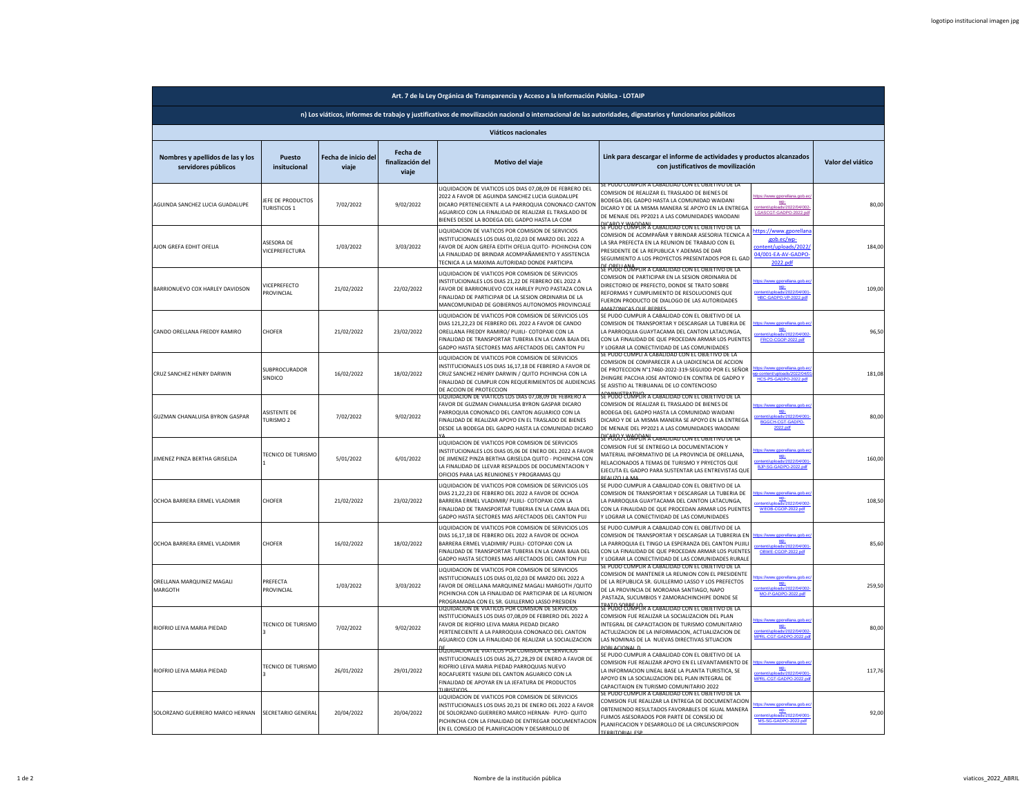## Art. 7 de la Ley Orgánica de Transparencia y Acceso a la Información Pública - LOTAIP

### n) Los viáticos, informes de trabajo y justificativos de movilización nacional o internacional de las autoridades, dignatarios y funcionarios públicos

### Viáticos nacionales

| Nombres y apellidos de las y los servidores públicos | Puesto insitucional | Fecha de inicio del viaje | Fecha de finalización del viaje | Motivo del viaje | Link para descargar el informe de actividades y productos alcanzados con justificativos de movilización | | Valor del viático |
|---|---|---|---|---|---|---|---|
| AGUINDA SANCHEZ LUCIA GUADALUPE | JEFE DE PRODUCTOS TURISTICOS 1 | 7/02/2022 | 9/02/2022 | LIQUIDACION DE VIATICOS LOS DIAS 07,08,09 DE FEBRERO DEL 2022 A FAVOR DE AGUINDA SANCHEZ LUCIA GUADALUPE DICARO PERTENECIENTE A LA PARROQUIA CONONACO CANTON AGUARICO CON LA FINALIDAD DE REALIZAR EL TRASLADO DE BIENES DESDE LA BODEGA DEL GADPO HASTA LA COM | SE PUDO CUMPLIR A CABALIDAD CON EL OBJETIVO DE LA COMISION DE REALIZAR EL TRASLADO DE BIENES DE BODEGA DEL GADPO HASTA LA COMUNIDAD WAIDANI DICARO Y DE LA MISMA MANERA SE APOYO EN LA ENTREGA DE MENAJE DEL PP2021 A LAS COMUNIDADES WAODANI DICARO Y WAODANI | https://www.gporellana.gob.ec/wp-content/uploads/2022/04/002-LGASCGT-GADPO-2022.pdf | 80,00 |
| AJON GREFA EDHIT OFELIA | ASESORA DE VICEPREFECTURA | 1/03/2022 | 3/03/2022 | LIQUIDACION DE VIATICOS POR COMISION DE SERVICIOS INSTITUCIONALES LOS DIAS 01,02,03 DE MARZO DEL 2022 A FAVOR DE AJON GREFA EDITH OFELIA QUITO- PICHINCHA CON LA FINALIDAD DE BRINDAR ACOMPAÑAMIENTO Y ASISTENCIA TECNICA A LA MAXIMA AUTORIDAD DONDE PARTICIPA | SE PUDO CUMPLIR A CABALIDAD CON EL OBJETIVO DE LA COMISION DE ACOMPAÑAR Y BRINDAR ASESORIA TECNICA A LA SRA PREFECTA EN LA REUNION DE TRABAJO CON EL PRESIDENTE DE LA REPUBLICA Y ADEMAS DE DAR SEGUIMIENTO A LOS PROYECTOS PRESENTADOS POR EL GAD DE ORELLANA | https://www.gporellana.gob.ec/wp-content/uploads/2022/04/001-EA-AV-GADPO-2022.pdf | 184,00 |
| BARRIONUEVO COX HARLEY DAVIDSON | VICEPREFECTO PROVINCIAL | 21/02/2022 | 22/02/2022 | LIQUIDACION DE VIATICOS POR COMISION DE SERVICIOS INSTITUCIONALES LOS DIAS 21,22 DE FEBRERO DEL 2022 A FAVOR DE BARRIONUEVO COX HARLEY PUYO PASTAZA CON LA FINALIDAD DE PARTICIPAR DE LA SESION ORDINARIA DE LA MANCOMUNIDAD DE GOBIERNOS AUTONOMOS PROVINCIALE | SE PUDO CUMPLIR A CABALIDAD CON EL OBJETIVO DE LA COMISION DE PARTICIPAR EN LA SESION ORDINARIA DE DIRECTORIO DE PREFECTO, DONDE SE TRATO SOBRE REFORMAS Y CUMPLIMIENTO DE RESOLUCIONES QUE FUERON PRODUCTO DE DIALOGO DE LAS AUTORIDADES AMAZONICAS QUE REPRES | https://www.gporellana.gob.ec/wp-content/uploads/2022/04/001-HBC-GADPO-VP-2022.pdf | 109,00 |
| CANDO ORELLANA FREDDY RAMIRO | CHOFER | 21/02/2022 | 23/02/2022 | LIQUIDACION DE VIATICOS POR COMISION DE SERVICIOS LOS DIAS 121,22,23 DE FEBRERO DEL 2022 A FAVOR DE CANDO ORELLANA FREDDY RAMIRO/ PUJILI- COTOPAXI CON LA FINALIDAD DE TRANSPORTAR TUBERIA EN LA CAMA BAJA DEL GADPO HASTA SECTORES MAS AFECTADOS DEL CANTON PU | SE PUDO CUMPLIR A CABALIDAD CON EL OBJETIVO DE LA COMISION DE TRANSPORTAR Y DESCARGAR LA TUBERIA DE LA PARROQUIA GUAYTACAMA DEL CANTON LATACUNGA, CON LA FINALIDAD DE QUE PROCEDAN ARMAR LOS PUENTES Y LOGRAR LA CONECTIVIDAD DE LAS COMUNIDADES | https://www.gporellana.gob.ec/wp-content/uploads/2022/04/002-FRCO-CGOP-2022.pdf | 96,50 |
| CRUZ SANCHEZ HENRY DARWIN | SUBPROCURADOR SINDICO | 16/02/2022 | 18/02/2022 | LIQUIDACION DE VIATICOS POR COMISION DE SERVICIOS INSTITUCIONALES LOS DIAS 16,17,18 DE FEBRERO A FAVOR DE CRUZ SANCHEZ HENRY DARWIN / QUITO PICHINCHA CON LA FINALIDAD DE CUMPLIR CON REQUERIMIENTOS DE AUDIENCIAS DE ACCION DE PROTECCION | SE PUDO CUMPLI A CABALIDAD CON EL OBJETIVO DE LA COMISION DE COMPARECER A LA UADICENCIA DE ACCION DE PROTECCION N°17460-2022-319-SEGUIDO POR EL SEÑOR ZHINGRE PACCHA JOSE ANTONIO EN CONTRA DE GADPO Y SE ASISTIO AL TRIBUANAL DE LO CONTENCIOSO ADMINISTRATIVO | https://www.gporellana.gob.ec/wp-content/uploads/2022/04/01-HCS-PS-GADPO-2022.pdf | 181,08 |
| GUZMAN CHANALUISA BYRON GASPAR | ASISTENTE DE TURISMO 2 | 7/02/2022 | 9/02/2022 | LIQUIDACION DE VIATICOS LOS DIAS 07,08,09 DE FEBRERO A FAVOR DE GUZMAN CHANALUISA BYRON GASPAR DICARO PARROQUIA CONONACO DEL CANTON AGUARICO CON LA FINALIDAD DE REALIZAR APOYO EN EL TRASLADO DE BIENES DESDE LA BODEGA DEL GADPO HASTA LA COMUNIDAD DICARO YA | SE PUDO CUMPLIR A CABALIDAD CON EL OBJETIVO DE LA COMISION DE REALIZAR EL TRASLADO DE BIENES DE BODEGA DEL GADPO HASTA LA COMUNIDAD WAIDANI DICARO Y DE LA MISMA MANERA SE APOYO EN LA ENTREGA DE MENAJE DEL PP2021 A LAS COMUNIDADES WAODANI DICARO Y WAODANI | https://www.gporellana.gob.ec/wp-content/uploads/2022/04/001-BGGCH-CGT-GADPO-2022.pdf | 80,00 |
| JIMENEZ PINZA BERTHA GRISELDA | TECNICO DE TURISMO 1 | 5/01/2022 | 6/01/2022 | LIQUIDACION DE VIATICOS POR COMISION DE SERVICIOS INSTITUCIONALES LOS DIAS 05,06 DE ENERO DEL 2022 A FAVOR DE JIMENEZ PINZA BERTHA GRISELDA QUITO - PICHINCHA CON LA FINALIDAD DE LLEVAR RESPALDOS DE DOCUMENTACION Y OFICIOS PARA LAS REUNIONES Y PROGRAMAS QU | SE PUDO CUMPLIR A CABALIDAD CON EL OBJETIVO DE LA COMISION FUE SE ENTREGO LA DOCUMENTACION Y MATERIAL INFORMATIVO DE LA PROVINCIA DE ORELLANA, RELACIONADOS A TEMAS DE TURISMO Y PRYECTOS QUE EJECUTA EL GADPO PARA SUSTENTAR LAS ENTREVISTAS QUE REALIZO LA MA | https://www.gporellana.gob.ec/wp-content/uploads/2022/04/001-BJP-SG-GADPO-2022.pdf | 160,00 |
| OCHOA BARRERA ERMEL VLADIMIR | CHOFER | 21/02/2022 | 23/02/2022 | LIQUIDACION DE VIATICOS POR COMISION DE SERVICIOS LOS DIAS 21,22,23 DE FEBRERO DEL 2022 A FAVOR DE OCHOA BARRERA ERMEL VLADIMIR/ PUJILI- COTOPAXI CON LA FINALIDAD DE TRANSPORTAR TUBERIA EN LA CAMA BAJA DEL GADPO HASTA SECTORES MAS AFECTADOS DEL CANTON PUJ | SE PUDO CUMPLIR A CABALIDAD CON EL OBJETIVO DE LA COMISION DE TRANSPORTAR Y DESCARGAR LA TUBERIA DE LA PARROQUIA GUAYTACAMA DEL CANTON LATACUNGA, CON LA FINALIDAD DE QUE PROCEDAN ARMAR LOS PUENTES Y LOGRAR LA CONECTIVIDAD DE LAS COMUNIDADES | https://www.gporellana.gob.ec/wp-content/uploads/2022/04/002-WEOB-CGOP-2022.pdf | 108,50 |
| OCHOA BARRERA ERMEL VLADIMIR | CHOFER | 16/02/2022 | 18/02/2022 | LIQUIDACION DE VIATICOS POR COMISION DE SERVICIOS LOS DIAS 16,17,18 DE FEBRERO DEL 2022 A FAVOR DE OCHOA BARRERA ERMEL VLADIMIR/ PUJILI- COTOPAXI CON LA FINALIDAD DE TRANSPORTAR TUBERIA EN LA CAMA BAJA DEL GADPO HASTA SECTORES MAS AFECTADOS DEL CANTON PUJ | SE PUDO CUMPLIR A CABALIDAD CON EL OBEJTIVO DE LA COMISION DE TRANSPORTAR Y DESCARGAR LA TUBRERIA EN LA PARROQUIA EL TINGO LA ESPERANZA DEL CANTON PUJILI CON LA FINALIDAD DE QUE PROCEDAN ARMAR LOS PUENTES Y LOGRAR LA CONECTIVIDAD DE LAS COMUNIDADES RURALE | https://www.gporellana.gob.ec/wp-content/uploads/2022/04/001-OBWE-CGOP-2022.pdf | 85,60 |
| ORELLANA MARQUINEZ MAGALI MARGOTH | PREFECTA PROVINCIAL | 1/03/2022 | 3/03/2022 | LIQUIDACION DE VIATICOS POR COMISION DE SERVICIOS INSTITUCIONALES LOS DIAS 01,02,03 DE MARZO DEL 2022 A FAVOR DE ORELLANA MARQUINEZ MAGALI MARGOTH /QUITO PICHINCHA CON LA FINALIDAD DE PARTICIPAR DE LA REUNION PROGRAMADA CON EL SR. GUILLERMO LASSO PRESIDEN | SE PUDO CUMPLIR A CABALIDAD CON EL OBJETIVO DE LA COMISION DE MANTENER LA REUNION CON EL PRESIDENTE DE LA REPUBLICA SR. GUILLERMO LASSO Y LOS PREFECTOS DE LA PROVINCIA DE MOROANA SANTIAGO, NAPO ,PASTAZA, SUCUMBIOS Y ZAMORACHINCHIPE DONDE SE TRATO SOBRE LO | https://www.gporellana.gob.ec/wp-content/uploads/2022/04/002-MO-P-GADPO-2022.pdf | 259,50 |
| RIOFRIO LEIVA MARIA PIEDAD | TECNICO DE TURISMO 3 | 7/02/2022 | 9/02/2022 | LIQUIDACION DE VIATICOS POR COMISION DE SERVICIOS INSTITUCIONALES LOS DIAS 07,08,09 DE FEBRERO DEL 2022 A FAVOR DE RIOFRIO LEIVA MARIA PIEDAD DICARO PERTENECIENTE A LA PARROQUIA CONONACO DEL CANTON AGUARICO CON LA FINALIDAD DE REALIZAR LA SOCIALIZACION DE | SE PUDO CUMPLIR A CABALIDAD CON EL OBJETIVO DE LA COMISION FUE REALIZAR LA SOCIALIZACION DEL PLAN INTEGRAL DE CAPACITACION DE TURISMO COMUNITARIO ACTULIZACION DE LA INFORMACION, ACTUALIZACION DE LAS NOMINAS DE LA NUEVAS DIRECTIVAS SITUACION POBLACIONAL D | https://www.gporellana.gob.ec/wp-content/uploads/2022/04/002-MPRL-CGT-GADPO-2022.pdf | 80,00 |
| RIOFRIO LEIVA MARIA PIEDAD | TECNICO DE TURISMO 3 | 26/01/2022 | 29/01/2022 | LIQUIDACION DE VIATICOS POR COMISION DE SERVICIOS INSTITUCIONALES LOS DIAS 26,27,28,29 DE ENERO A FAVOR DE RIOFRIO LEIVA MARIA PIEDAD PARROQUIAS NUEVO ROCAFUERTE YASUNI DEL CANTON AGUARICO CON LA FINALIDAD DE APOYAR EN LA JEFATURA DE PRODUCTOS TURISTICOS | SE PUDO CUMPLIR A CABALIDAD CON EL OBJETIVO DE LA COMISION FUE REALIZAR APOYO EN EL LEVANTAMIENTO DE LA INFORMACION LINEAL BASE LA PLANTA TURISTICA, SE APOYO EN LA SOCIALIZACION DEL PLAN INTEGRAL DE CAPACITAION EN TURISMO COMUNITARIO 2022 | https://www.gporellana.gob.ec/wp-content/uploads/2022/04/001-MPRL-CGT-GADPO-2022.pdf | 117,76 |
| SOLORZANO GUERRERO MARCO HERNAN | SECRETARIO GENERAL | 20/04/2022 | 20/04/2022 | LIQUIDACION DE VIATICOS POR COMISION DE SERVICIOS INSTITUCIONALES LOS DIAS 20,21 DE ENERO DEL 2022 A FAVOR DE SOLORZANO GUERRERO MARCO HERNAN- PUYO- QUITO PICHINCHA CON LA FINALIDAD DE ENTREGAR DOCUMENTACION EN EL CONSEJO DE PLANIFICACION Y DESARROLLO DE | SE PUDO CUMPLIR A CABALIDAD CON EL OBJETIVO DE LA COMISION FUE REALIZAR LA ENTREGA DE DOCUMENTACION OBTENIENDO RESULTADOS FAVORABLES DE IGUAL MANERA FUIMOS ASESORADOS POR PARTE DE CONSEJO DE PLANIFICACION Y DESARROLLO DE LA CIRCUNSCRIPCION TERRITORIAL ESP | https://www.gporellana.gob.ec/wp-content/uploads/2022/04/001-MS-SG-GADPO-2022.pdf | 92,00 |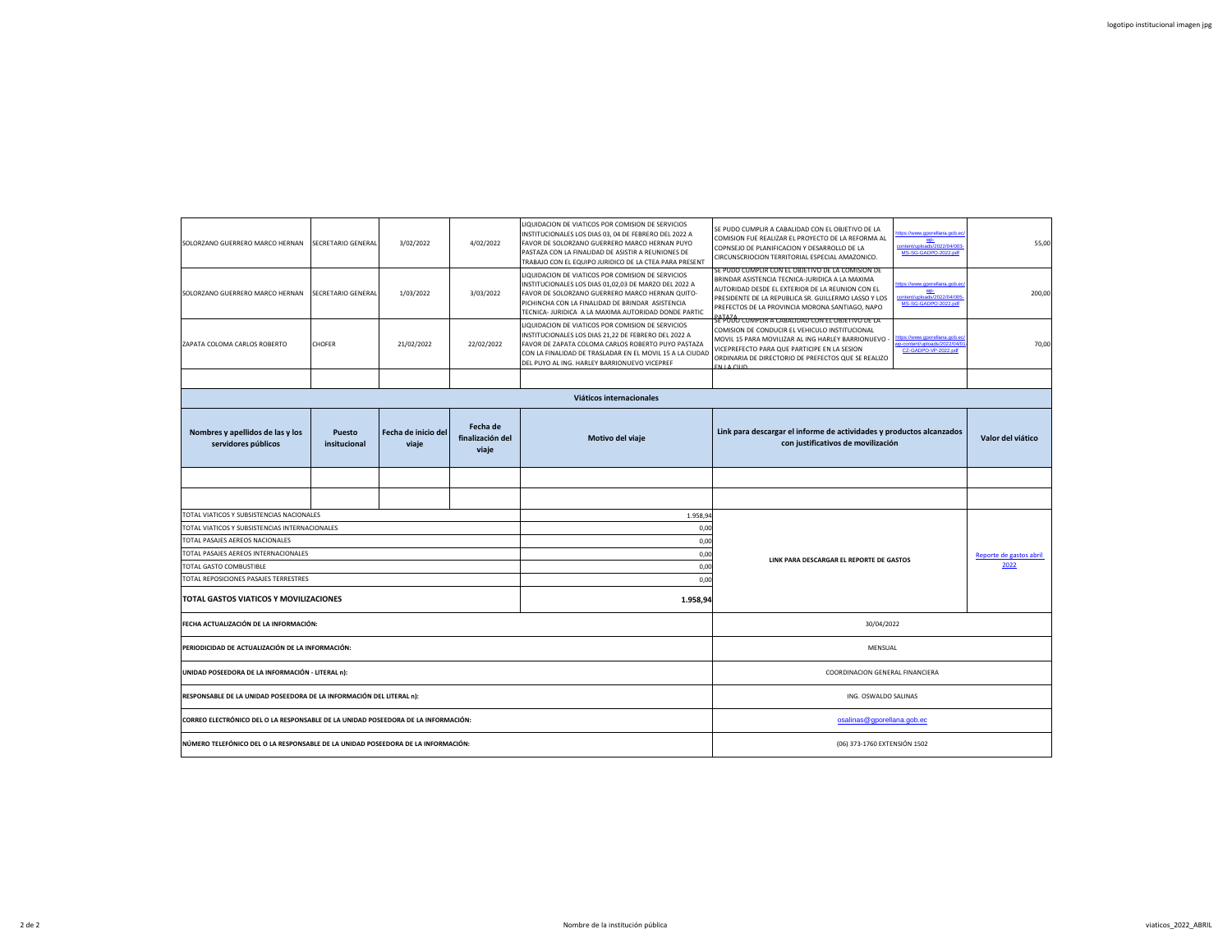| | | | | | | | |
|---|---|---|---|---|---|---|---|
| SOLORZANO GUERRERO MARCO HERNAN | SECRETARIO GENERAL | 3/02/2022 | 4/02/2022 | LIQUIDACION DE VIATICOS POR COMISION DE SERVICIOS INSTITUCIONALES LOS DIAS 03, 04 DE FEBRERO DEL 2022 A FAVOR DE SOLORZANO GUERRERO MARCO HERNAN PUYO PASTAZA CON LA FINALIDAD DE ASISTIR A REUNIONES DE TRABAJO CON EL EQUIPO JURIDICO DE LA CTEA PARA PRESENT | SE PUDO CUMPLIR A CABALIDAD CON EL OBJETIVO DE LA COMISION FUE REALIZAR EL PROYECTO DE LA REFORMA AL COPNSEJO DE PLANIFICACION Y DESARROLLO DE LA CIRCUNSCRIOCION TERRITORIAL ESPECIAL AMAZONICO. | https://www.gporellana.gob.ec/wp-content/uploads/2022/04/003-MS-SG-GADPO-2022.pdf | 55,00 |
| SOLORZANO GUERRERO MARCO HERNAN | SECRETARIO GENERAL | 1/03/2022 | 3/03/2022 | LIQUIDACION DE VIATICOS POR COMISION DE SERVICIOS INSTITUCIONALES LOS DIAS 01,02,03 DE MARZO DEL 2022 A FAVOR DE SOLORZANO GUERRERO MARCO HERNAN QUITO-PICHINCHA CON LA FINALIDAD DE BRINDAR ASISTENCIA TECNICA- JURIDICA A LA MAXIMA AUTORIDAD DONDE PARTIC | SE PUDO CUMPLIR CON EL OBJETIVO DE LA COMISION DE BRINDAR ASISTENCIA TECNICA-JURIDICA A LA MAXIMA AUTORIDAD DESDE EL EXTERIOR DE LA REUNION CON EL PRESIDENTE DE LA REPUBLICA SR. GUILLERMO LASSO Y LOS PREFECTOS DE LA PROVINCIA MORONA SANTIAGO, NAPO PATAZA | https://www.gporellana.gob.ec/wp-content/uploads/2022/04/005-MS-SG-GADPO-2022.pdf | 200,00 |
| ZAPATA COLOMA CARLOS ROBERTO | CHOFER | 21/02/2022 | 22/02/2022 | LIQUIDACION DE VIATICOS POR COMISION DE SERVICIOS INSTITUCIONALES LOS DIAS 21,22 DE FEBRERO DEL 2022 A FAVOR DE ZAPATA COLOMA CARLOS ROBERTO PUYO PASTAZA CON LA FINALIDAD DE TRASLADAR EN EL MOVIL 15 A LA CIUDAD DEL PUYO AL ING. HARLEY BARRIONUEVO VICEPREF | SE PUDO CUMPLIR A CABALIDAD CON EL OBJETIVO DE LA COMISION DE CONDUCIR EL VEHICULO INSTITUCIONAL MOVIL 15 PARA MOVILIZAR AL ING HARLEY BARRIONUEVO - VICEPREFECTO PARA QUE PARTICIPE EN LA SESION ORDINARIA DE DIRECTORIO DE PREFECTOS QUE SE REALIZO EN LA CIUD | https://www.gporellana.gob.ec/wp-content/uploads/2022/04/01-CZ-GADPO-VP-2022.pdf | 70,00 |
| | | | | | | | |

**Viáticos internacionales**

| Nombres y apellidos de las y los servidores públicos | Puesto insitucional | Fecha de inicio del viaje | Fecha de finalización del viaje | Motivo del viaje | Link para descargar el informe de actividades y productos alcanzados con justificativos de movilización | Valor del viático |
|---|---|---|---|---|---|---|
| | | | | | | |
| | | | | | | |

| | | | |
|---|---|---|---|
| TOTAL VIATICOS Y SUBSISTENCIAS NACIONALES | 1.958,94 | LINK PARA DESCARGAR EL REPORTE DE GASTOS | Reporte de gastos abril 2022 |
| TOTAL VIATICOS Y SUBSISTENCIAS INTERNACIONALES | 0,00 | | |
| TOTAL PASAJES AEREOS NACIONALES | 0,00 | | |
| TOTAL PASAJES AEREOS INTERNACIONALES | 0,00 | | |
| TOTAL GASTO COMBUSTIBLE | 0,00 | | |
| TOTAL REPOSICIONES PASAJES TERRESTRES | 0,00 | | |
| **TOTAL GASTOS VIATICOS Y MOVILIZACIONES** | **1.958,94** | | |

| | |
|---|---|
| **FECHA ACTUALIZACIÓN DE LA INFORMACIÓN:** | 30/04/2022 |
| **PERIODICIDAD DE ACTUALIZACIÓN DE LA INFORMACIÓN:** | MENSUAL |
| **UNIDAD POSEEDORA DE LA INFORMACIÓN - LITERAL n):** | COORDINACION GENERAL FINANCIERA |
| **RESPONSABLE DE LA UNIDAD POSEEDORA DE LA INFORMACIÓN DEL LITERAL n):** | ING. OSWALDO SALINAS |
| **CORREO ELECTRÓNICO DEL O LA RESPONSABLE DE LA UNIDAD POSEEDORA DE LA INFORMACIÓN:** | osalinas@gporellana.gob.ec |
| **NÚMERO TELEFÓNICO DEL O LA RESPONSABLE DE LA UNIDAD POSEEDORA DE LA INFORMACIÓN:** | (06) 373-1760 EXTENSIÓN 1502 |